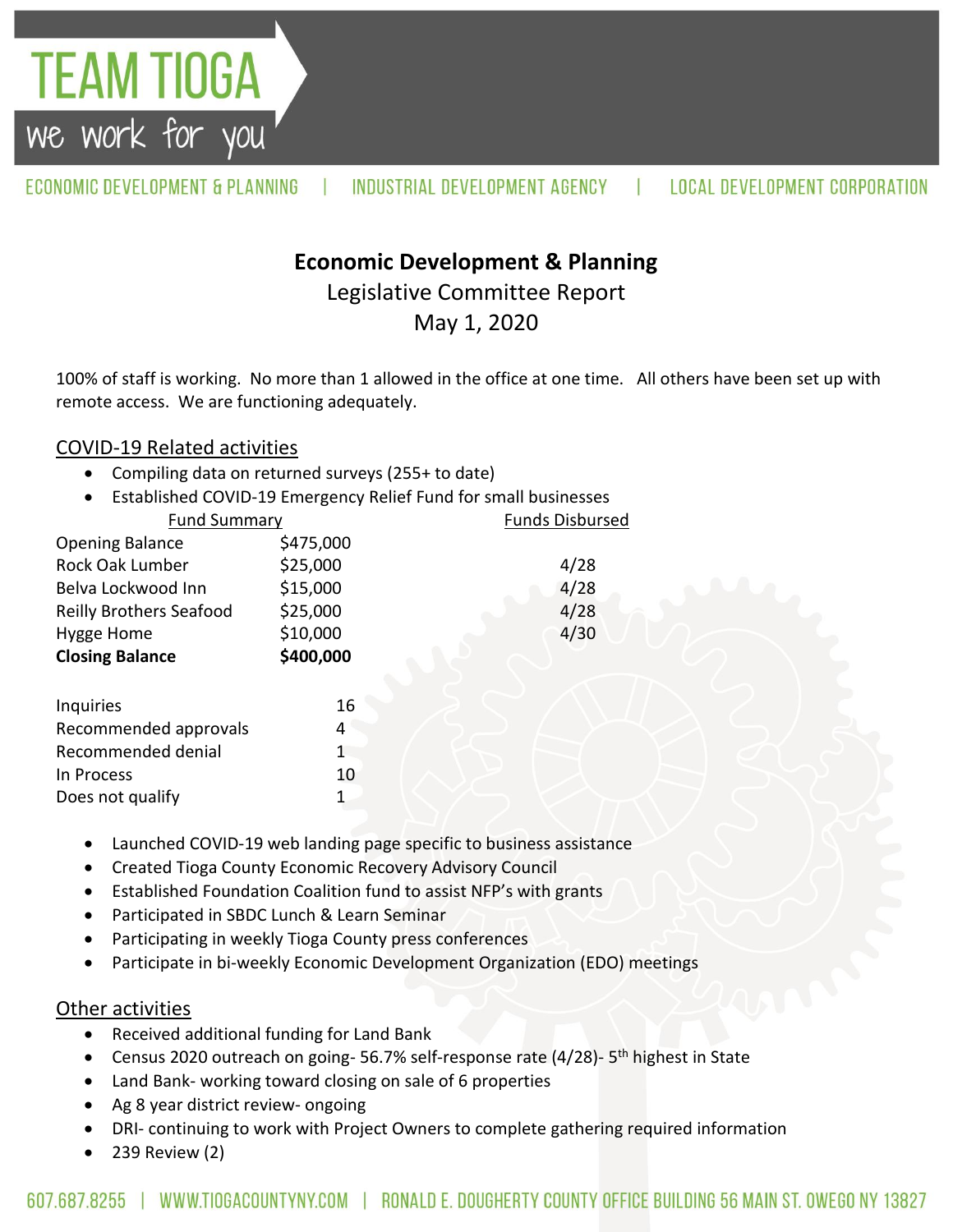TEAM TIOGA

we work for you

ECONOMIC DEVELOPMENT & PLANNING | INDUSTRIAL DEVELOPMENT AGENCY | LOCAL DEVELOPMENT CORPORATION

# Economic Development & Planning

Legislative Committee Report

May 1, 2020

100% of staff is working. No more than 1 allowed in the office at one time. All others have been set up with remote access. We are functioning adequately.

## COVID-19 Related activities

- Compiling data on returned surveys (255+ to date)
- Established COVID-19 Emergency Relief Fund for small businesses

| Fund Summary | | Funds Disbursed |
|---|---|---|
| Opening Balance | $475,000 | |
| Rock Oak Lumber | $25,000 | 4/28 |
| Belva Lockwood Inn | $15,000 | 4/28 |
| Reilly Brothers Seafood | $25,000 | 4/28 |
| Hygge Home | $10,000 | 4/30 |
| **Closing Balance** | **$400,000** | |

| | |
|---|---|
| Inquiries | 16 |
| Recommended approvals | 4 |
| Recommended denial | 1 |
| In Process | 10 |
| Does not qualify | 1 |

- Launched COVID-19 web landing page specific to business assistance
- Created Tioga County Economic Recovery Advisory Council
- Established Foundation Coalition fund to assist NFP's with grants
- Participated in SBDC Lunch & Learn Seminar
- Participating in weekly Tioga County press conferences
- Participate in bi-weekly Economic Development Organization (EDO) meetings

## Other activities

- Received additional funding for Land Bank
- Census 2020 outreach on going- 56.7% self-response rate (4/28)- 5th highest in State
- Land Bank- working toward closing on sale of 6 properties
- Ag 8 year district review- ongoing
- DRI- continuing to work with Project Owners to complete gathering required information
- 239 Review (2)

607.687.8255 | WWW.TIOGACOUNTYNY.COM | RONALD E. DOUGHERTY COUNTY OFFICE BUILDING 56 MAIN ST. OWEGO NY 13827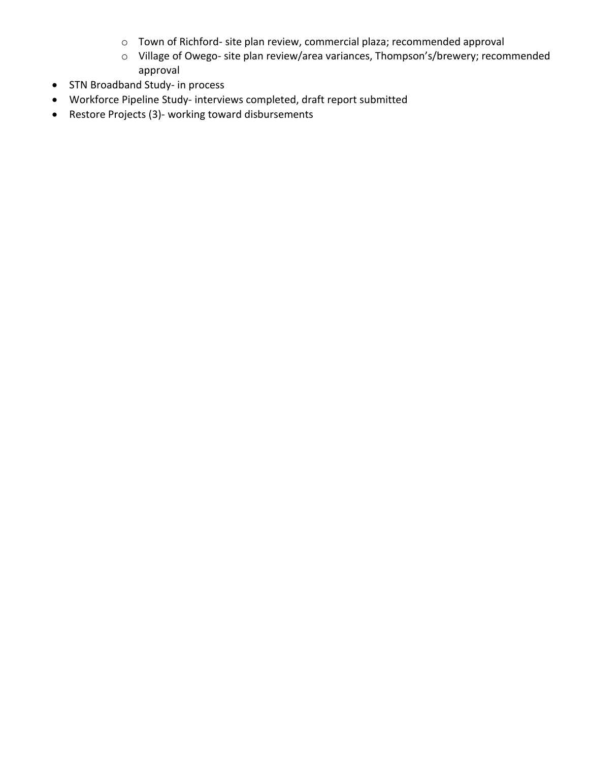- Town of Richford- site plan review, commercial plaza; recommended approval
    - Village of Owego- site plan review/area variances, Thompson's/brewery; recommended approval
- STN Broadband Study- in process
- Workforce Pipeline Study- interviews completed, draft report submitted
- Restore Projects (3)- working toward disbursements